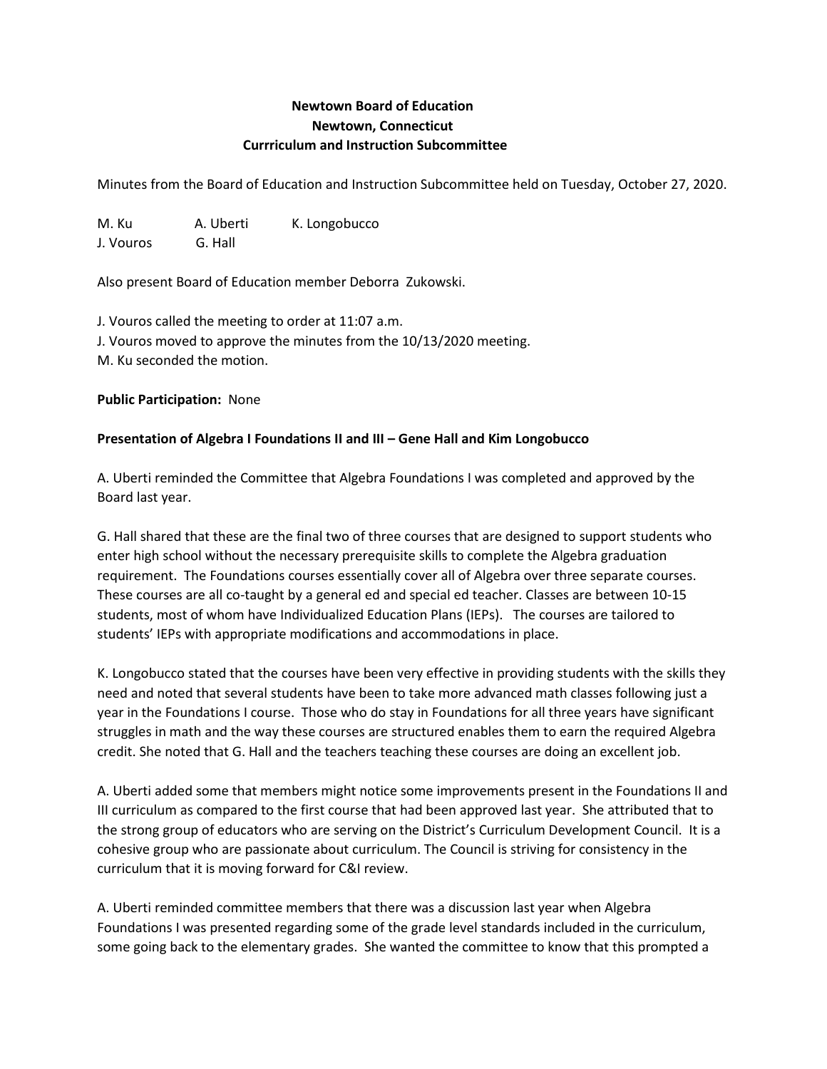**Newtown Board of Education**
**Newtown, Connecticut**
**Currriculum and Instruction Subcommittee**

Minutes from the Board of Education and Instruction Subcommittee held on Tuesday, October 27, 2020.

M. Ku A. Uberti K. Longobucco
J. Vouros G. Hall

Also present Board of Education member Deborra Zukowski.

J. Vouros called the meeting to order at 11:07 a.m.
J. Vouros moved to approve the minutes from the 10/13/2020 meeting.
M. Ku seconded the motion.

**Public Participation:** None

**Presentation of Algebra I Foundations II and III – Gene Hall and Kim Longobucco**

A. Uberti reminded the Committee that Algebra Foundations I was completed and approved by the Board last year.

G. Hall shared that these are the final two of three courses that are designed to support students who enter high school without the necessary prerequisite skills to complete the Algebra graduation requirement. The Foundations courses essentially cover all of Algebra over three separate courses. These courses are all co-taught by a general ed and special ed teacher. Classes are between 10-15 students, most of whom have Individualized Education Plans (IEPs). The courses are tailored to students' IEPs with appropriate modifications and accommodations in place.

K. Longobucco stated that the courses have been very effective in providing students with the skills they need and noted that several students have been to take more advanced math classes following just a year in the Foundations I course. Those who do stay in Foundations for all three years have significant struggles in math and the way these courses are structured enables them to earn the required Algebra credit. She noted that G. Hall and the teachers teaching these courses are doing an excellent job.

A. Uberti added some that members might notice some improvements present in the Foundations II and III curriculum as compared to the first course that had been approved last year. She attributed that to the strong group of educators who are serving on the District's Curriculum Development Council. It is a cohesive group who are passionate about curriculum. The Council is striving for consistency in the curriculum that it is moving forward for C&I review.

A. Uberti reminded committee members that there was a discussion last year when Algebra Foundations I was presented regarding some of the grade level standards included in the curriculum, some going back to the elementary grades. She wanted the committee to know that this prompted a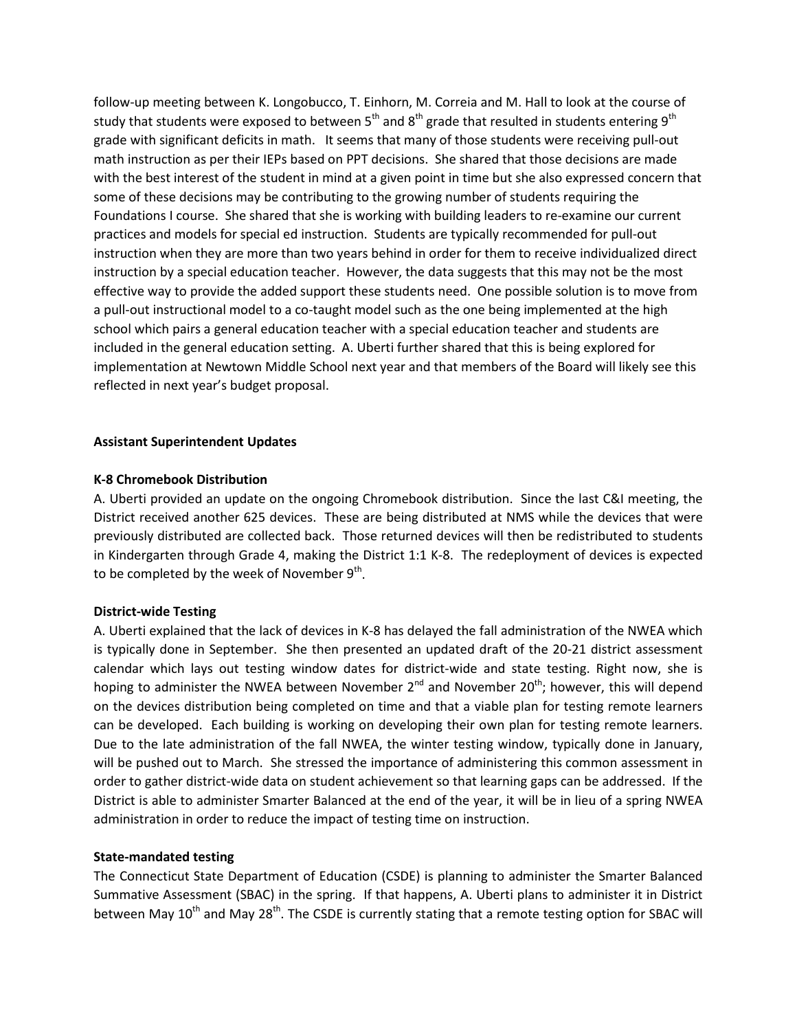follow-up meeting between K. Longobucco, T. Einhorn, M. Correia and M. Hall to look at the course of study that students were exposed to between 5th and 8th grade that resulted in students entering 9th grade with significant deficits in math. It seems that many of those students were receiving pull-out math instruction as per their IEPs based on PPT decisions. She shared that those decisions are made with the best interest of the student in mind at a given point in time but she also expressed concern that some of these decisions may be contributing to the growing number of students requiring the Foundations I course. She shared that she is working with building leaders to re-examine our current practices and models for special ed instruction. Students are typically recommended for pull-out instruction when they are more than two years behind in order for them to receive individualized direct instruction by a special education teacher. However, the data suggests that this may not be the most effective way to provide the added support these students need. One possible solution is to move from a pull-out instructional model to a co-taught model such as the one being implemented at the high school which pairs a general education teacher with a special education teacher and students are included in the general education setting. A. Uberti further shared that this is being explored for implementation at Newtown Middle School next year and that members of the Board will likely see this reflected in next year's budget proposal.

**Assistant Superintendent Updates**

**K-8 Chromebook Distribution**

A. Uberti provided an update on the ongoing Chromebook distribution. Since the last C&I meeting, the District received another 625 devices. These are being distributed at NMS while the devices that were previously distributed are collected back. Those returned devices will then be redistributed to students in Kindergarten through Grade 4, making the District 1:1 K-8. The redeployment of devices is expected to be completed by the week of November 9th.

**District-wide Testing**

A. Uberti explained that the lack of devices in K-8 has delayed the fall administration of the NWEA which is typically done in September. She then presented an updated draft of the 20-21 district assessment calendar which lays out testing window dates for district-wide and state testing. Right now, she is hoping to administer the NWEA between November 2nd and November 20th; however, this will depend on the devices distribution being completed on time and that a viable plan for testing remote learners can be developed. Each building is working on developing their own plan for testing remote learners. Due to the late administration of the fall NWEA, the winter testing window, typically done in January, will be pushed out to March. She stressed the importance of administering this common assessment in order to gather district-wide data on student achievement so that learning gaps can be addressed. If the District is able to administer Smarter Balanced at the end of the year, it will be in lieu of a spring NWEA administration in order to reduce the impact of testing time on instruction.

**State-mandated testing**

The Connecticut State Department of Education (CSDE) is planning to administer the Smarter Balanced Summative Assessment (SBAC) in the spring. If that happens, A. Uberti plans to administer it in District between May 10th and May 28th. The CSDE is currently stating that a remote testing option for SBAC will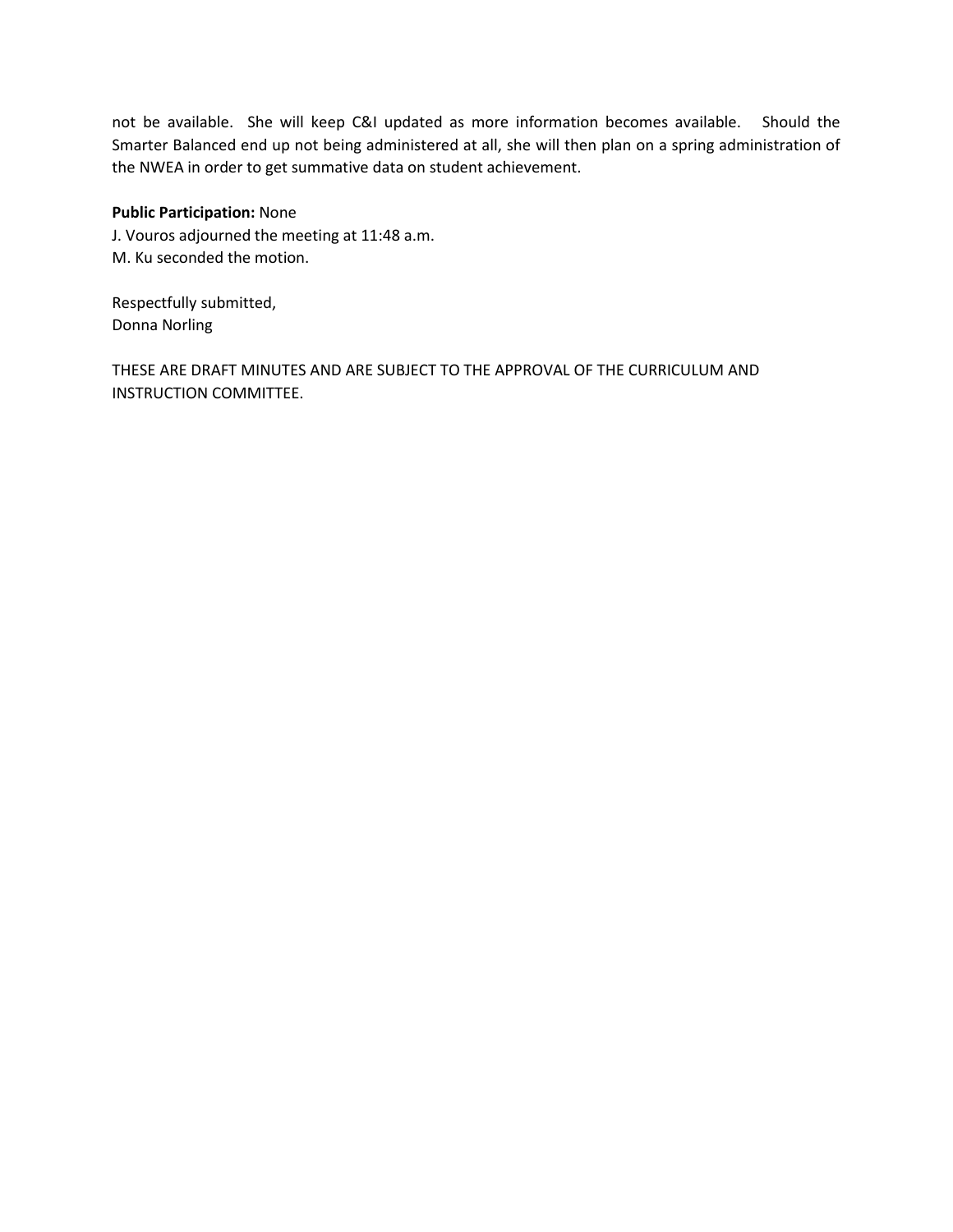not be available. She will keep C&I updated as more information becomes available. Should the Smarter Balanced end up not being administered at all, she will then plan on a spring administration of the NWEA in order to get summative data on student achievement.

**Public Participation:** None
J. Vouros adjourned the meeting at 11:48 a.m.
M. Ku seconded the motion.

Respectfully submitted,
Donna Norling

THESE ARE DRAFT MINUTES AND ARE SUBJECT TO THE APPROVAL OF THE CURRICULUM AND INSTRUCTION COMMITTEE.